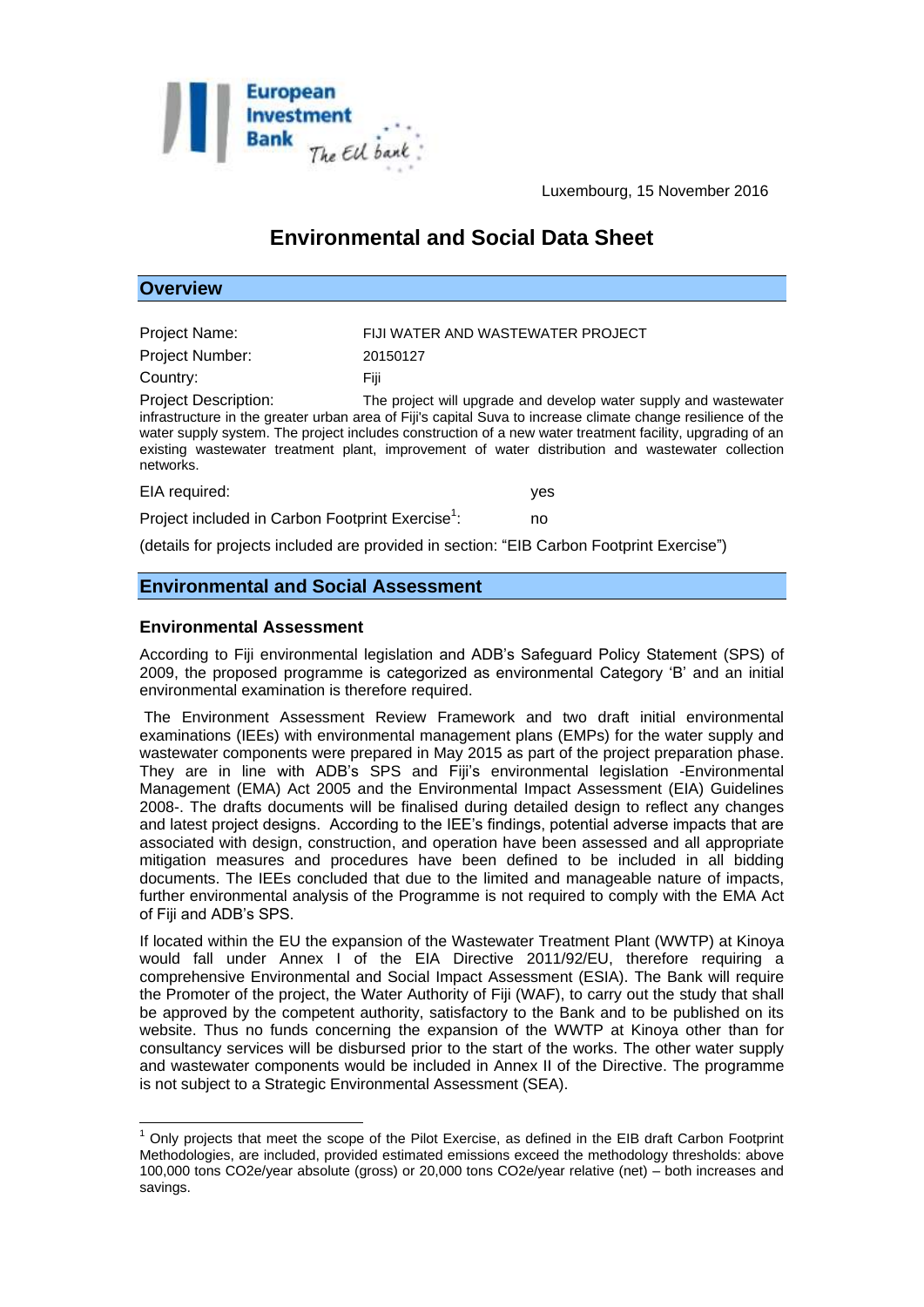Luxembourg, 15 November 2016

# Environmental and Social Data Sheet

## Overview

Project Name: FIJI WATER AND WASTEWATER PROJECT

Project Number: 20150127

Country: Fiji

Project Description: The project will upgrade and develop water supply and wastewater infrastructure in the greater urban area of Fiji's capital Suva to increase climate change resilience of the water supply system. The project includes construction of a new water treatment facility, upgrading of an existing wastewater treatment plant, improvement of water distribution and wastewater collection networks.

EIA required: yes

Project included in Carbon Footprint Exercise[1]: no

(details for projects included are provided in section: "EIB Carbon Footprint Exercise")

## Environmental and Social Assessment

### Environmental Assessment

According to Fiji environmental legislation and ADB's Safeguard Policy Statement (SPS) of 2009, the proposed programme is categorized as environmental Category 'B' and an initial environmental examination is therefore required.

The Environment Assessment Review Framework and two draft initial environmental examinations (IEEs) with environmental management plans (EMPs) for the water supply and wastewater components were prepared in May 2015 as part of the project preparation phase. They are in line with ADB's SPS and Fiji's environmental legislation -Environmental Management (EMA) Act 2005 and the Environmental Impact Assessment (EIA) Guidelines 2008-. The drafts documents will be finalised during detailed design to reflect any changes and latest project designs. According to the IEE's findings, potential adverse impacts that are associated with design, construction, and operation have been assessed and all appropriate mitigation measures and procedures have been defined to be included in all bidding documents. The IEEs concluded that due to the limited and manageable nature of impacts, further environmental analysis of the Programme is not required to comply with the EMA Act of Fiji and ADB's SPS.

If located within the EU the expansion of the Wastewater Treatment Plant (WWTP) at Kinoya would fall under Annex I of the EIA Directive 2011/92/EU, therefore requiring a comprehensive Environmental and Social Impact Assessment (ESIA). The Bank will require the Promoter of the project, the Water Authority of Fiji (WAF), to carry out the study that shall be approved by the competent authority, satisfactory to the Bank and to be published on its website. Thus no funds concerning the expansion of the WWTP at Kinoya other than for consultancy services will be disbursed prior to the start of the works. The other water supply and wastewater components would be included in Annex II of the Directive. The programme is not subject to a Strategic Environmental Assessment (SEA).

---

[1] Only projects that meet the scope of the Pilot Exercise, as defined in the EIB draft Carbon Footprint Methodologies, are included, provided estimated emissions exceed the methodology thresholds: above 100,000 tons CO2e/year absolute (gross) or 20,000 tons CO2e/year relative (net) – both increases and savings.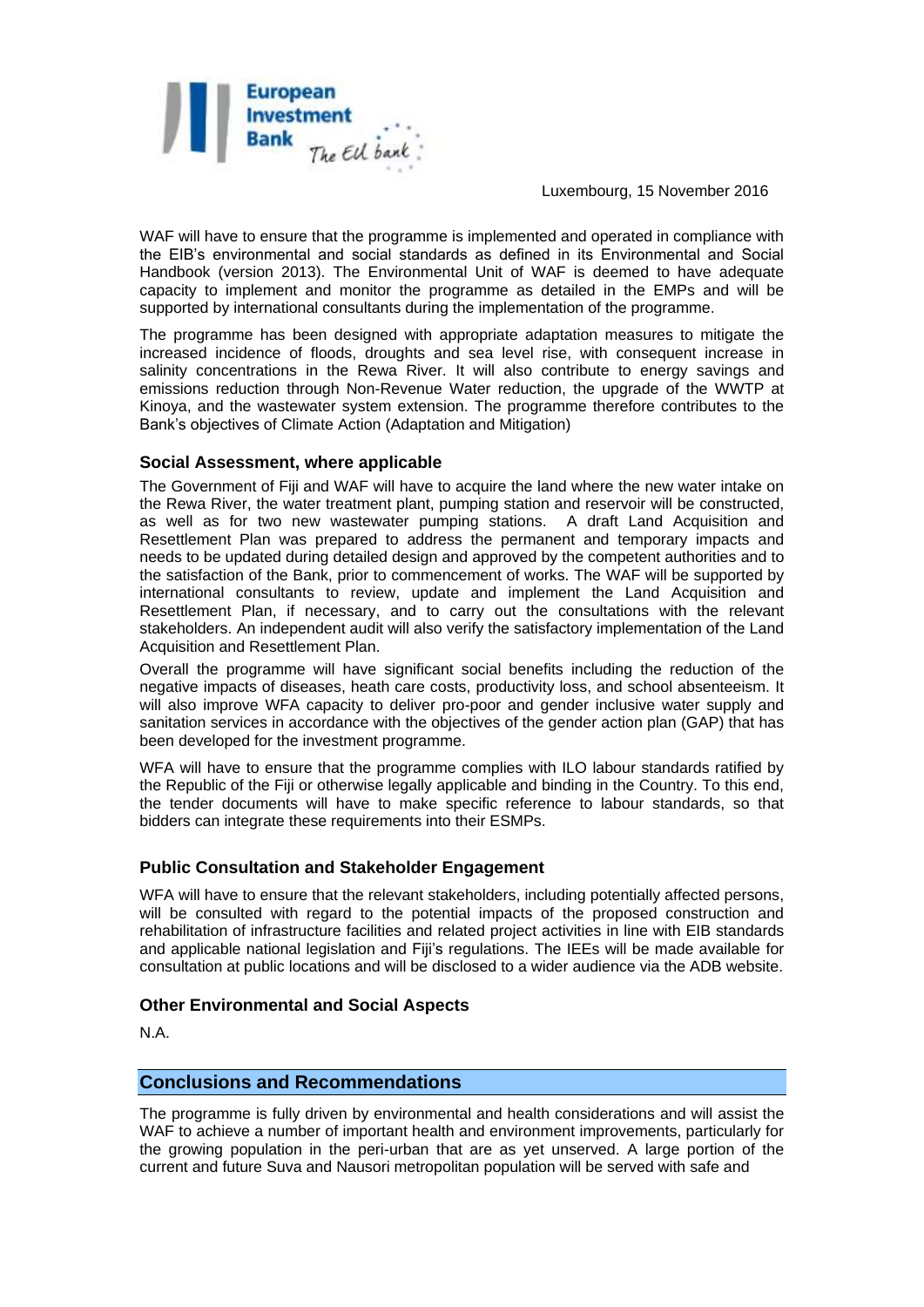Luxembourg, 15 November 2016

WAF will have to ensure that the programme is implemented and operated in compliance with the EIB's environmental and social standards as defined in its Environmental and Social Handbook (version 2013). The Environmental Unit of WAF is deemed to have adequate capacity to implement and monitor the programme as detailed in the EMPs and will be supported by international consultants during the implementation of the programme.

The programme has been designed with appropriate adaptation measures to mitigate the increased incidence of floods, droughts and sea level rise, with consequent increase in salinity concentrations in the Rewa River. It will also contribute to energy savings and emissions reduction through Non-Revenue Water reduction, the upgrade of the WWTP at Kinoya, and the wastewater system extension. The programme therefore contributes to the Bank's objectives of Climate Action (Adaptation and Mitigation)

### Social Assessment, where applicable

The Government of Fiji and WAF will have to acquire the land where the new water intake on the Rewa River, the water treatment plant, pumping station and reservoir will be constructed, as well as for two new wastewater pumping stations. A draft Land Acquisition and Resettlement Plan was prepared to address the permanent and temporary impacts and needs to be updated during detailed design and approved by the competent authorities and to the satisfaction of the Bank, prior to commencement of works. The WAF will be supported by international consultants to review, update and implement the Land Acquisition and Resettlement Plan, if necessary, and to carry out the consultations with the relevant stakeholders. An independent audit will also verify the satisfactory implementation of the Land Acquisition and Resettlement Plan.

Overall the programme will have significant social benefits including the reduction of the negative impacts of diseases, heath care costs, productivity loss, and school absenteeism. It will also improve WFA capacity to deliver pro-poor and gender inclusive water supply and sanitation services in accordance with the objectives of the gender action plan (GAP) that has been developed for the investment programme.

WFA will have to ensure that the programme complies with ILO labour standards ratified by the Republic of the Fiji or otherwise legally applicable and binding in the Country. To this end, the tender documents will have to make specific reference to labour standards, so that bidders can integrate these requirements into their ESMPs.

### Public Consultation and Stakeholder Engagement

WFA will have to ensure that the relevant stakeholders, including potentially affected persons, will be consulted with regard to the potential impacts of the proposed construction and rehabilitation of infrastructure facilities and related project activities in line with EIB standards and applicable national legislation and Fiji's regulations. The IEEs will be made available for consultation at public locations and will be disclosed to a wider audience via the ADB website.

### Other Environmental and Social Aspects

N.A.

## Conclusions and Recommendations

The programme is fully driven by environmental and health considerations and will assist the WAF to achieve a number of important health and environment improvements, particularly for the growing population in the peri-urban that are as yet unserved. A large portion of the current and future Suva and Nausori metropolitan population will be served with safe and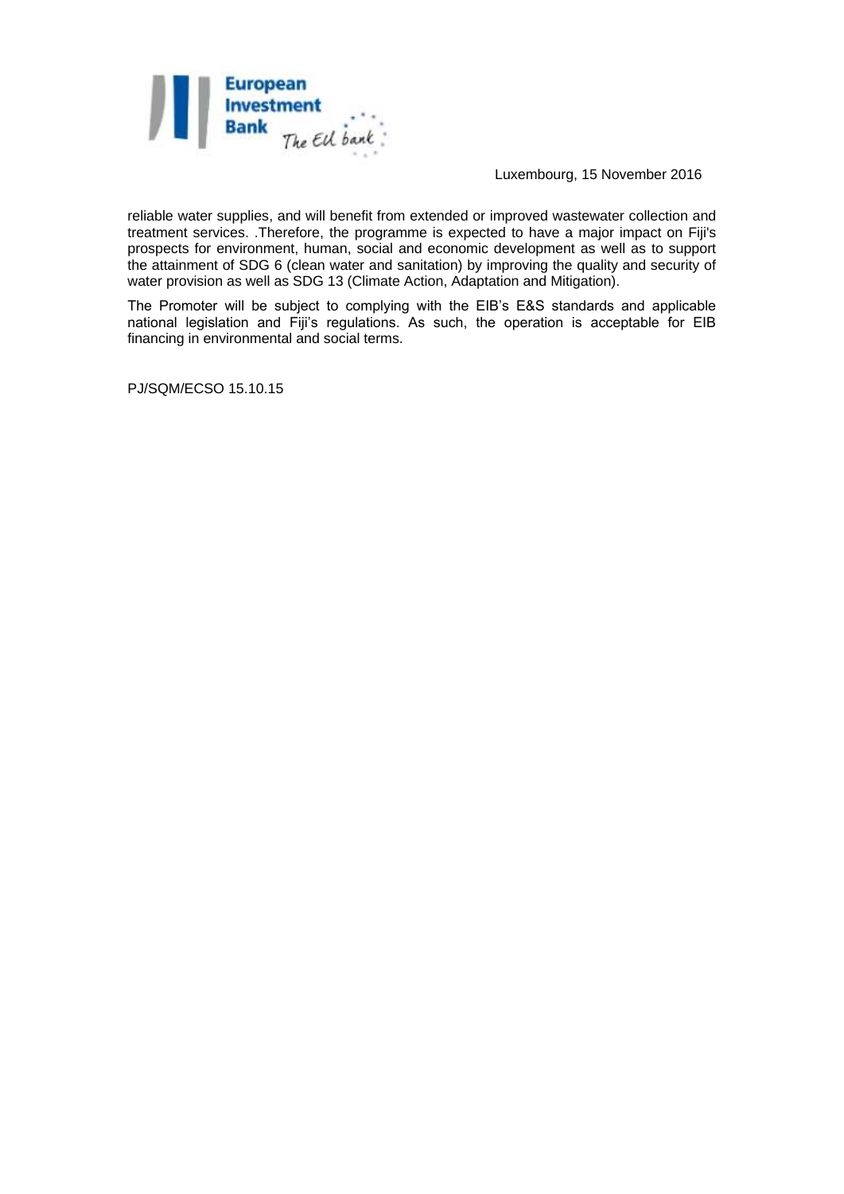reliable water supplies, and will benefit from extended or improved wastewater collection and treatment services. .Therefore, the programme is expected to have a major impact on Fiji's prospects for environment, human, social and economic development as well as to support the attainment of SDG 6 (clean water and sanitation) by improving the quality and security of water provision as well as SDG 13 (Climate Action, Adaptation and Mitigation).

The Promoter will be subject to complying with the EIB's E&S standards and applicable national legislation and Fiji's regulations. As such, the operation is acceptable for EIB financing in environmental and social terms.

PJ/SQM/ECSO 15.10.15